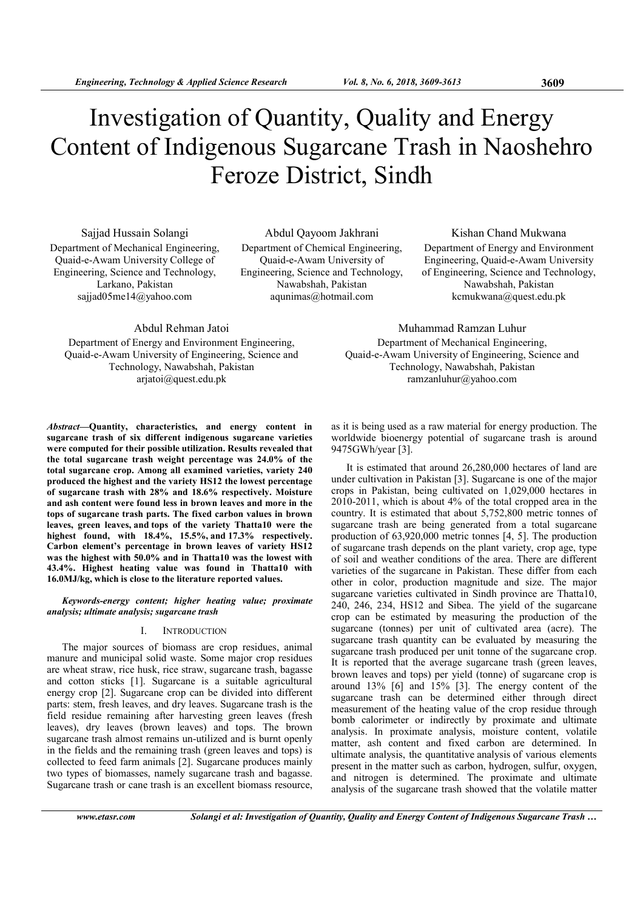# Investigation of Quantity, Quality and Energy Content of Indigenous Sugarcane Trash in Naoshehro Feroze District, Sindh

Sajjad Hussain Solangi
Department of Mechanical Engineering, Quaid-e-Awam University College of Engineering, Science and Technology, Larkano, Pakistan
sajjad05me14@yahoo.com

Abdul Qayoom Jakhrani
Department of Chemical Engineering, Quaid-e-Awam University of Engineering, Science and Technology, Nawabshah, Pakistan
aqunimas@hotmail.com

Kishan Chand Mukwana
Department of Energy and Environment Engineering, Quaid-e-Awam University of Engineering, Science and Technology, Nawabshah, Pakistan
kcmukwana@quest.edu.pk

Abdul Rehman Jatoi
Department of Energy and Environment Engineering, Quaid-e-Awam University of Engineering, Science and Technology, Nawabshah, Pakistan
arjatoi@quest.edu.pk

Muhammad Ramzan Luhur
Department of Mechanical Engineering, Quaid-e-Awam University of Engineering, Science and Technology, Nawabshah, Pakistan
ramzanluhur@yahoo.com

***Abstract*—Quantity, characteristics, and energy content in sugarcane trash of six different indigenous sugarcane varieties were computed for their possible utilization. Results revealed that the total sugarcane trash weight percentage was 24.0% of the total sugarcane crop. Among all examined varieties, variety 240 produced the highest and the variety HS12 the lowest percentage of sugarcane trash with 28% and 18.6% respectively. Moisture and ash content were found less in brown leaves and more in the tops of sugarcane trash parts. The fixed carbon values in brown leaves, green leaves, and tops of the variety Thatta10 were the highest found, with 18.4%, 15.5%, and 17.3% respectively. Carbon element's percentage in brown leaves of variety HS12 was the highest with 50.0% and in Thatta10 was the lowest with 43.4%. Highest heating value was found in Thatta10 with 16.0MJ/kg, which is close to the literature reported values.**

***Keywords-energy content; higher heating value; proximate analysis; ultimate analysis; sugarcane trash***

## I. INTRODUCTION

The major sources of biomass are crop residues, animal manure and municipal solid waste. Some major crop residues are wheat straw, rice husk, rice straw, sugarcane trash, bagasse and cotton sticks [1]. Sugarcane is a suitable agricultural energy crop [2]. Sugarcane crop can be divided into different parts: stem, fresh leaves, and dry leaves. Sugarcane trash is the field residue remaining after harvesting green leaves (fresh leaves), dry leaves (brown leaves) and tops. The brown sugarcane trash almost remains un-utilized and is burnt openly in the fields and the remaining trash (green leaves and tops) is collected to feed farm animals [2]. Sugarcane produces mainly two types of biomasses, namely sugarcane trash and bagasse. Sugarcane trash or cane trash is an excellent biomass resource, as it is being used as a raw material for energy production. The worldwide bioenergy potential of sugarcane trash is around 9475GWh/year [3].

It is estimated that around 26,280,000 hectares of land are under cultivation in Pakistan [3]. Sugarcane is one of the major crops in Pakistan, being cultivated on 1,029,000 hectares in 2010-2011, which is about 4% of the total cropped area in the country. It is estimated that about 5,752,800 metric tonnes of sugarcane trash are being generated from a total sugarcane production of 63,920,000 metric tonnes [4, 5]. The production of sugarcane trash depends on the plant variety, crop age, type of soil and weather conditions of the area. There are different varieties of the sugarcane in Pakistan. These differ from each other in color, production magnitude and size. The major sugarcane varieties cultivated in Sindh province are Thatta10, 240, 246, 234, HS12 and Sibea. The yield of the sugarcane crop can be estimated by measuring the production of the sugarcane (tonnes) per unit of cultivated area (acre). The sugarcane trash quantity can be evaluated by measuring the sugarcane trash produced per unit tonne of the sugarcane crop. It is reported that the average sugarcane trash (green leaves, brown leaves and tops) per yield (tonne) of sugarcane crop is around 13% [6] and 15% [3]. The energy content of the sugarcane trash can be determined either through direct measurement of the heating value of the crop residue through bomb calorimeter or indirectly by proximate and ultimate analysis. In proximate analysis, moisture content, volatile matter, ash content and fixed carbon are determined. In ultimate analysis, the quantitative analysis of various elements present in the matter such as carbon, hydrogen, sulfur, oxygen, and nitrogen is determined. The proximate and ultimate analysis of the sugarcane trash showed that the volatile matter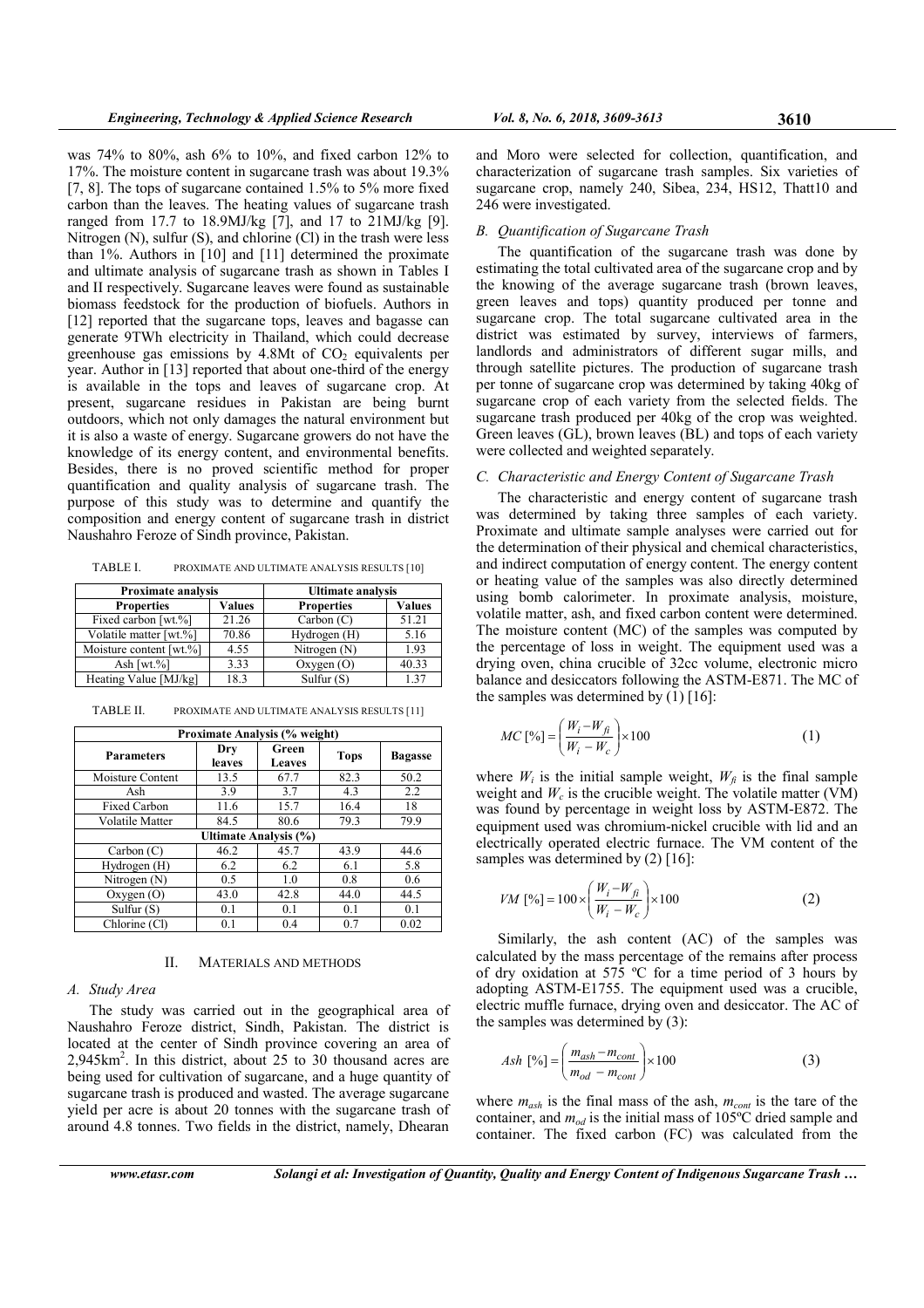was 74% to 80%, ash 6% to 10%, and fixed carbon 12% to 17%. The moisture content in sugarcane trash was about 19.3% [7, 8]. The tops of sugarcane contained 1.5% to 5% more fixed carbon than the leaves. The heating values of sugarcane trash ranged from 17.7 to 18.9MJ/kg [7], and 17 to 21MJ/kg [9]. Nitrogen (N), sulfur (S), and chlorine (Cl) in the trash were less than 1%. Authors in [10] and [11] determined the proximate and ultimate analysis of sugarcane trash as shown in Tables I and II respectively. Sugarcane leaves were found as sustainable biomass feedstock for the production of biofuels. Authors in [12] reported that the sugarcane tops, leaves and bagasse can generate 9TWh electricity in Thailand, which could decrease greenhouse gas emissions by 4.8Mt of $CO_2$ equivalents per year. Author in [13] reported that about one-third of the energy is available in the tops and leaves of sugarcane crop. At present, sugarcane residues in Pakistan are being burnt outdoors, which not only damages the natural environment but it is also a waste of energy. Sugarcane growers do not have the knowledge of its energy content, and environmental benefits. Besides, there is no proved scientific method for proper quantification and quality analysis of sugarcane trash. The purpose of this study was to determine and quantify the composition and energy content of sugarcane trash in district Naushahro Feroze of Sindh province, Pakistan.

TABLE I. PROXIMATE AND ULTIMATE ANALYSIS RESULTS [10]

| Proximate analysis | | Ultimate analysis | |
|---|---|---|---|
| **Properties** | **Values** | **Properties** | **Values** |
| Fixed carbon [wt.%] | 21.26 | Carbon (C) | 51.21 |
| Volatile matter [wt.%] | 70.86 | Hydrogen (H) | 5.16 |
| Moisture content [wt.%] | 4.55 | Nitrogen (N) | 1.93 |
| Ash [wt.%] | 3.33 | Oxygen (O) | 40.33 |
| Heating Value [MJ/kg] | 18.3 | Sulfur (S) | 1.37 |

TABLE II. PROXIMATE AND ULTIMATE ANALYSIS RESULTS [11]

| Proximate Analysis (% weight) | | | | |
|---|---|---|---|---|
| **Parameters** | **Dry leaves** | **Green Leaves** | **Tops** | **Bagasse** |
| Moisture Content | 13.5 | 67.7 | 82.3 | 50.2 |
| Ash | 3.9 | 3.7 | 4.3 | 2.2 |
| Fixed Carbon | 11.6 | 15.7 | 16.4 | 18 |
| Volatile Matter | 84.5 | 80.6 | 79.3 | 79.9 |
| **Ultimate Analysis (%)** | | | | |
| Carbon (C) | 46.2 | 45.7 | 43.9 | 44.6 |
| Hydrogen (H) | 6.2 | 6.2 | 6.1 | 5.8 |
| Nitrogen (N) | 0.5 | 1.0 | 0.8 | 0.6 |
| Oxygen (O) | 43.0 | 42.8 | 44.0 | 44.5 |
| Sulfur (S) | 0.1 | 0.1 | 0.1 | 0.1 |
| Chlorine (Cl) | 0.1 | 0.4 | 0.7 | 0.02 |

## II. MATERIALS AND METHODS

### A. Study Area

The study was carried out in the geographical area of Naushahro Feroze district, Sindh, Pakistan. The district is located at the center of Sindh province covering an area of 2,945km$^2$. In this district, about 25 to 30 thousand acres are being used for cultivation of sugarcane, and a huge quantity of sugarcane trash is produced and wasted. The average sugarcane yield per acre is about 20 tonnes with the sugarcane trash of around 4.8 tonnes. Two fields in the district, namely, Dhearan and Moro were selected for collection, quantification, and characterization of sugarcane trash samples. Six varieties of sugarcane crop, namely 240, Sibea, 234, HS12, Thatt10 and 246 were investigated.

### B. Quantification of Sugarcane Trash

The quantification of the sugarcane trash was done by estimating the total cultivated area of the sugarcane crop and by the knowing of the average sugarcane trash (brown leaves, green leaves and tops) quantity produced per tonne and sugarcane crop. The total sugarcane cultivated area in the district was estimated by survey, interviews of farmers, landlords and administrators of different sugar mills, and through satellite pictures. The production of sugarcane trash per tonne of sugarcane crop was determined by taking 40kg of sugarcane crop of each variety from the selected fields. The sugarcane trash produced per 40kg of the crop was weighted. Green leaves (GL), brown leaves (BL) and tops of each variety were collected and weighted separately.

### C. Characteristic and Energy Content of Sugarcane Trash

The characteristic and energy content of sugarcane trash was determined by taking three samples of each variety. Proximate and ultimate sample analyses were carried out for the determination of their physical and chemical characteristics, and indirect computation of energy content. The energy content or heating value of the samples was also directly determined using bomb calorimeter. In proximate analysis, moisture, volatile matter, ash, and fixed carbon content were determined. The moisture content (MC) of the samples was computed by the percentage of loss in weight. The equipment used was a drying oven, china crucible of 32cc volume, electronic micro balance and desiccators following the ASTM-E871. The MC of the samples was determined by (1) [16]:

$$MC\ [\%] = \left( \frac{W_i - W_{fi}}{W_i - W_c} \right) \times 100 \quad (1)$$

where $W_i$ is the initial sample weight, $W_{fi}$ is the final sample weight and $W_c$ is the crucible weight. The volatile matter (VM) was found by percentage in weight loss by ASTM-E872. The equipment used was chromium-nickel crucible with lid and an electrically operated electric furnace. The VM content of the samples was determined by (2) [16]:

$$VM\ [\%] = 100 \times \left( \frac{W_i - W_{fi}}{W_i - W_c} \right) \times 100 \quad (2)$$

Similarly, the ash content (AC) of the samples was calculated by the mass percentage of the remains after process of dry oxidation at 575 ºC for a time period of 3 hours by adopting ASTM-E1755. The equipment used was a crucible, electric muffle furnace, drying oven and desiccator. The AC of the samples was determined by (3):

$$Ash\ [\%] = \left( \frac{m_{ash} - m_{cont}}{m_{od} - m_{cont}} \right) \times 100 \quad (3)$$

where $m_{ash}$ is the final mass of the ash, $m_{cont}$ is the tare of the container, and $m_{od}$ is the initial mass of 105ºC dried sample and container. The fixed carbon (FC) was calculated from the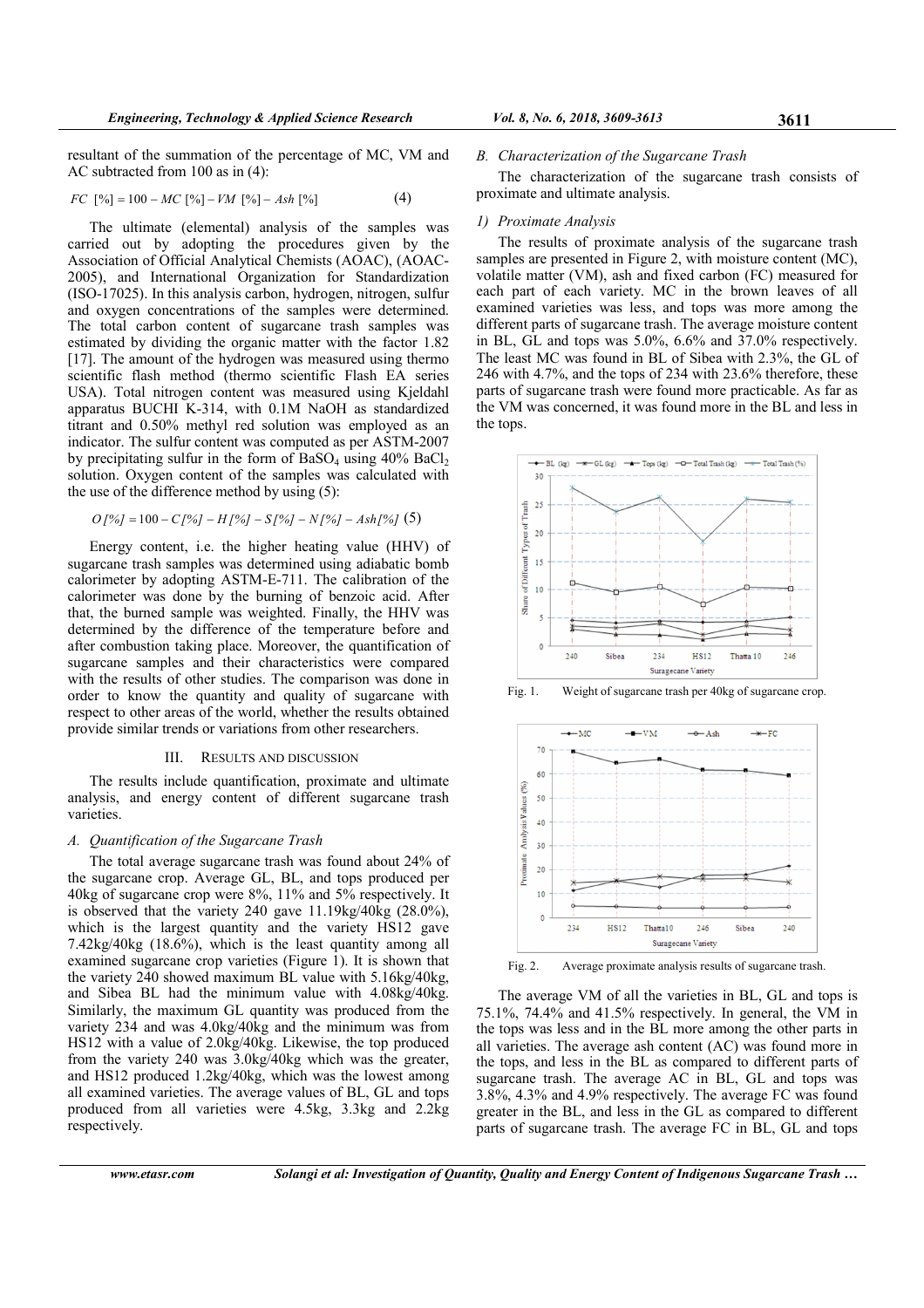resultant of the summation of the percentage of MC, VM and AC subtracted from 100 as in (4):

$$FC\ [\%] = 100 - MC\ [\%] - VM\ [\%] - Ash\ [\%] \quad (4)$$

The ultimate (elemental) analysis of the samples was carried out by adopting the procedures given by the Association of Official Analytical Chemists (AOAC), (AOAC-2005), and International Organization for Standardization (ISO-17025). In this analysis carbon, hydrogen, nitrogen, sulfur and oxygen concentrations of the samples were determined. The total carbon content of sugarcane trash samples was estimated by dividing the organic matter with the factor 1.82 [17]. The amount of the hydrogen was measured using thermo scientific flash method (thermo scientific Flash EA series USA). Total nitrogen content was measured using Kjeldahl apparatus BUCHI K-314, with 0.1M NaOH as standardized titrant and 0.50% methyl red solution was employed as an indicator. The sulfur content was computed as per ASTM-2007 by precipitating sulfur in the form of $BaSO_4$ using 40% $BaCl_2$ solution. Oxygen content of the samples was calculated with the use of the difference method by using (5):

$$O\,[\%] = 100 - C\,[\%] - H\,[\%] - S\,[\%] - N\,[\%] - Ash\,[\%] \quad (5)$$

Energy content, i.e. the higher heating value (HHV) of sugarcane trash samples was determined using adiabatic bomb calorimeter by adopting ASTM-E-711. The calibration of the calorimeter was done by the burning of benzoic acid. After that, the burned sample was weighted. Finally, the HHV was determined by the difference of the temperature before and after combustion taking place. Moreover, the quantification of sugarcane samples and their characteristics were compared with the results of other studies. The comparison was done in order to know the quantity and quality of sugarcane with respect to other areas of the world, whether the results obtained provide similar trends or variations from other researchers.

## III. RESULTS AND DISCUSSION

The results include quantification, proximate and ultimate analysis, and energy content of different sugarcane trash varieties.

### A. Quantification of the Sugarcane Trash

The total average sugarcane trash was found about 24% of the sugarcane crop. Average GL, BL, and tops produced per 40kg of sugarcane crop were 8%, 11% and 5% respectively. It is observed that the variety 240 gave 11.19kg/40kg (28.0%), which is the largest quantity and the variety HS12 gave 7.42kg/40kg (18.6%), which is the least quantity among all examined sugarcane crop varieties (Figure 1). It is shown that the variety 240 showed maximum BL value with 5.16kg/40kg, and Sibea BL had the minimum value with 4.08kg/40kg. Similarly, the maximum GL quantity was produced from the variety 234 and was 4.0kg/40kg and the minimum was from HS12 with a value of 2.0kg/40kg. Likewise, the top produced from the variety 240 was 3.0kg/40kg which was the greater, and HS12 produced 1.2kg/40kg, which was the lowest among all examined varieties. The average values of BL, GL and tops produced from all varieties were 4.5kg, 3.3kg and 2.2kg respectively.

### B. Characterization of the Sugarcane Trash

The characterization of the sugarcane trash consists of proximate and ultimate analysis.

#### 1) Proximate Analysis

The results of proximate analysis of the sugarcane trash samples are presented in Figure 2, with moisture content (MC), volatile matter (VM), ash and fixed carbon (FC) measured for each part of each variety. MC in the brown leaves of all examined varieties was less, and tops was more among the different parts of sugarcane trash. The average moisture content in BL, GL and tops was 5.0%, 6.6% and 37.0% respectively. The least MC was found in BL of Sibea with 2.3%, the GL of 246 with 4.7%, and the tops of 234 with 23.6% therefore, these parts of sugarcane trash were found more practicable. As far as the VM was concerned, it was found more in the BL and less in the tops.

Fig. 1. Weight of sugarcane trash per 40kg of sugarcane crop.

Fig. 2. Average proximate analysis results of sugarcane trash.

The average VM of all the varieties in BL, GL and tops is 75.1%, 74.4% and 41.5% respectively. In general, the VM in the tops was less and in the BL more among the other parts in all varieties. The average ash content (AC) was found more in the tops, and less in the BL as compared to different parts of sugarcane trash. The average AC in BL, GL and tops was 3.8%, 4.3% and 4.9% respectively. The average FC was found greater in the BL, and less in the GL as compared to different parts of sugarcane trash. The average FC in BL, GL and tops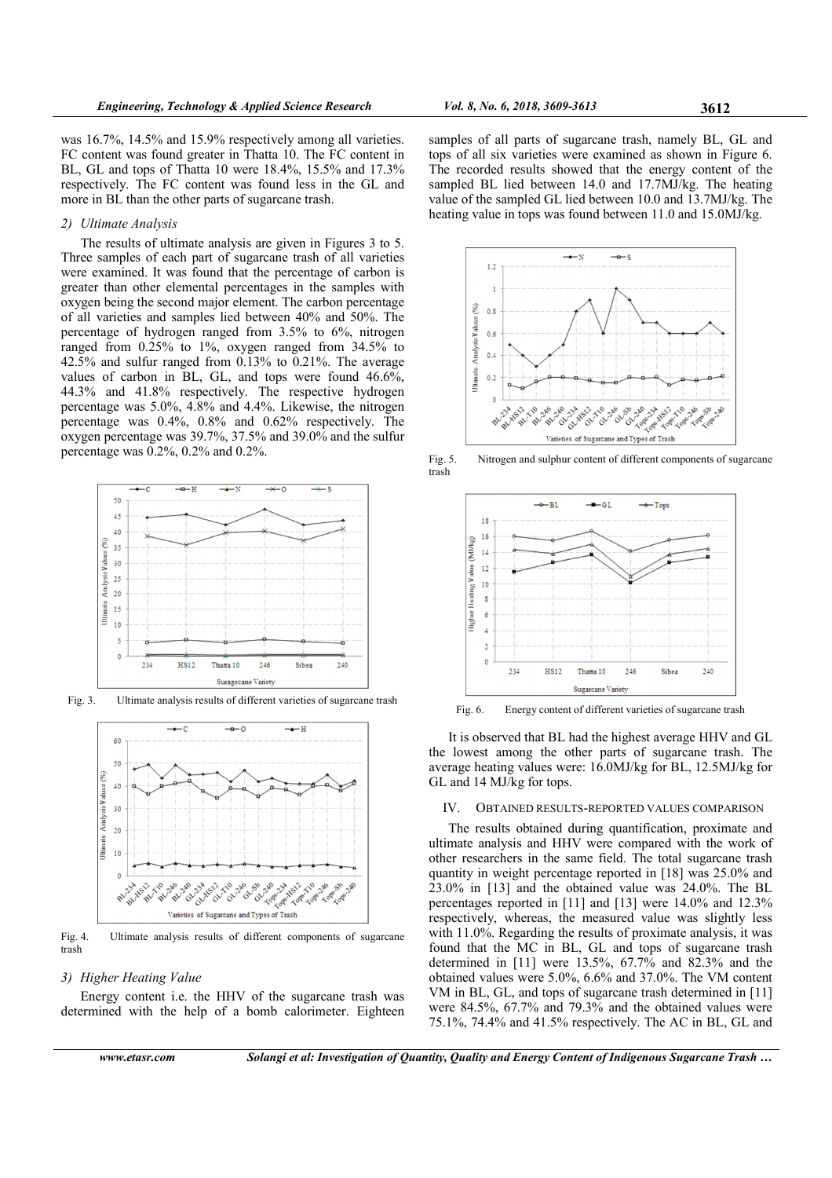was 16.7%, 14.5% and 15.9% respectively among all varieties. FC content was found greater in Thatta 10. The FC content in BL, GL and tops of Thatta 10 were 18.4%, 15.5% and 17.3% respectively. The FC content was found less in the GL and more in BL than the other parts of sugarcane trash.

### 2) Ultimate Analysis

The results of ultimate analysis are given in Figures 3 to 5. Three samples of each part of sugarcane trash of all varieties were examined. It was found that the percentage of carbon is greater than other elemental percentages in the samples with oxygen being the second major element. The carbon percentage of all varieties and samples lied between 40% and 50%. The percentage of hydrogen ranged from 3.5% to 6%, nitrogen ranged from 0.25% to 1%, oxygen ranged from 34.5% to 42.5% and sulfur ranged from 0.13% to 0.21%. The average values of carbon in BL, GL, and tops were found 46.6%, 44.3% and 41.8% respectively. The respective hydrogen percentage was 5.0%, 4.8% and 4.4%. Likewise, the nitrogen percentage was 0.4%, 0.8% and 0.62% respectively. The oxygen percentage was 39.7%, 37.5% and 39.0% and the sulfur percentage was 0.2%, 0.2% and 0.2%.

Fig. 3. Ultimate analysis results of different varieties of sugarcane trash

Fig. 4. Ultimate analysis results of different components of sugarcane trash

### 3) Higher Heating Value

Energy content i.e. the HHV of the sugarcane trash was determined with the help of a bomb calorimeter. Eighteen samples of all parts of sugarcane trash, namely BL, GL and tops of all six varieties were examined as shown in Figure 6. The recorded results showed that the energy content of the sampled BL lied between 14.0 and 17.7MJ/kg. The heating value of the sampled GL lied between 10.0 and 13.7MJ/kg. The heating value in tops was found between 11.0 and 15.0MJ/kg.

Fig. 5. Nitrogen and sulphur content of different components of sugarcane trash

Fig. 6. Energy content of different varieties of sugarcane trash

It is observed that BL had the highest average HHV and GL the lowest among the other parts of sugarcane trash. The average heating values were: 16.0MJ/kg for BL, 12.5MJ/kg for GL and 14 MJ/kg for tops.

## IV. OBTAINED RESULTS-REPORTED VALUES COMPARISON

The results obtained during quantification, proximate and ultimate analysis and HHV were compared with the work of other researchers in the same field. The total sugarcane trash quantity in weight percentage reported in [18] was 25.0% and 23.0% in [13] and the obtained value was 24.0%. The BL percentages reported in [11] and [13] were 14.0% and 12.3% respectively, whereas, the measured value was slightly less with 11.0%. Regarding the results of proximate analysis, it was found that the MC in BL, GL and tops of sugarcane trash determined in [11] were 13.5%, 67.7% and 82.3% and the obtained values were 5.0%, 6.6% and 37.0%. The VM content VM in BL, GL, and tops of sugarcane trash determined in [11] were 84.5%, 67.7% and 79.3% and the obtained values were 75.1%, 74.4% and 41.5% respectively. The AC in BL, GL and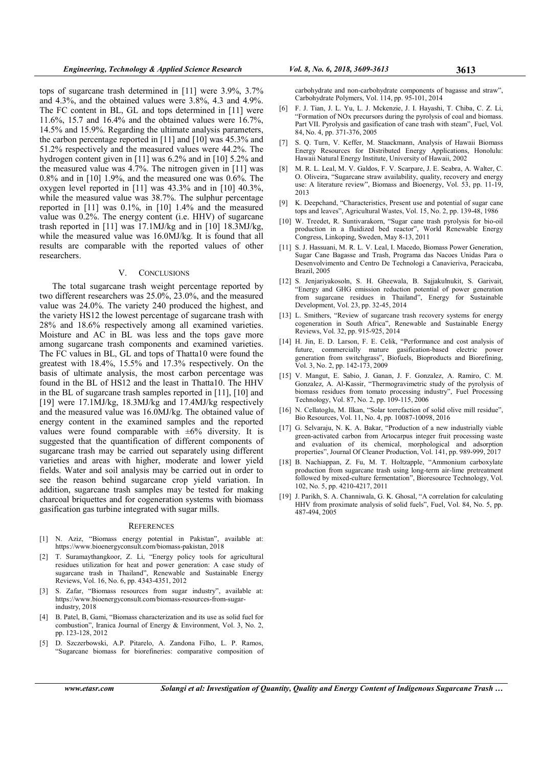tops of sugarcane trash determined in [11] were 3.9%, 3.7% and 4.3%, and the obtained values were 3.8%, 4.3 and 4.9%. The FC content in BL, GL and tops determined in [11] were 11.6%, 15.7 and 16.4% and the obtained values were 16.7%, 14.5% and 15.9%. Regarding the ultimate analysis parameters, the carbon percentage reported in [11] and [10] was 45.3% and 51.2% respectively and the measured values were 44.2%. The hydrogen content given in [11] was 6.2% and in [10] 5.2% and the measured value was 4.7%. The nitrogen given in [11] was 0.8% and in [10] 1.9%, and the measured one was 0.6%. The oxygen level reported in [11] was 43.3% and in [10] 40.3%, while the measured value was 38.7%. The sulphur percentage reported in [11] was 0.1%, in [10] 1.4% and the measured value was 0.2%. The energy content (i.e. HHV) of sugarcane trash reported in [11] was 17.1MJ/kg and in [10] 18.3MJ/kg, while the measured value was 16.0MJ/kg. It is found that all results are comparable with the reported values of other researchers.

## V. CONCLUSIONS

The total sugarcane trash weight percentage reported by two different researchers was 25.0%, 23.0%, and the measured value was 24.0%. The variety 240 produced the highest, and the variety HS12 the lowest percentage of sugarcane trash with 28% and 18.6% respectively among all examined varieties. Moisture and AC in BL was less and the tops gave more among sugarcane trash components and examined varieties. The FC values in BL, GL and tops of Thatta10 were found the greatest with 18.4%, 15.5% and 17.3% respectively. On the basis of ultimate analysis, the most carbon percentage was found in the BL of HS12 and the least in Thatta10. The HHV in the BL of sugarcane trash samples reported in [11], [10] and [19] were 17.1MJ/kg, 18.3MJ/kg and 17.4MJ/kg respectively and the measured value was 16.0MJ/kg. The obtained value of energy content in the examined samples and the reported values were found comparable with ±6% diversity. It is suggested that the quantification of different components of sugarcane trash may be carried out separately using different varieties and areas with higher, moderate and lower yield fields. Water and soil analysis may be carried out in order to see the reason behind sugarcane crop yield variation. In addition, sugarcane trash samples may be tested for making charcoal briquettes and for cogeneration systems with biomass gasification gas turbine integrated with sugar mills.

## REFERENCES

[1] N. Aziz, "Biomass energy potential in Pakistan", available at: https://www.bioenergyconsult.com/biomass-pakistan, 2018

[2] T. Suramaythangkoor, Z. Li, "Energy policy tools for agricultural residues utilization for heat and power generation: A case study of sugarcane trash in Thailand", Renewable and Sustainable Energy Reviews, Vol. 16, No. 6, pp. 4343-4351, 2012

[3] S. Zafar, "Biomass resources from sugar industry", available at: https://www.bioenergyconsult.com/biomass-resources-from-sugar-industry, 2018

[4] B. Patel, B, Gami, "Biomass characterization and its use as solid fuel for combustion", Iranica Journal of Energy & Environment, Vol. 3, No. 2, pp. 123-128, 2012

[5] D. Szczerbowski, A.P. Pitarelo, A. Zandona Filho, L. P. Ramos, "Sugarcane biomass for biorefineries: comparative composition of carbohydrate and non-carbohydrate components of bagasse and straw", Carbohydrate Polymers, Vol. 114, pp. 95-101, 2014

[6] F. J. Tian, J. L. Yu, L. J. Mckenzie, J. I. Hayashi, T. Chiba, C. Z. Li, "Formation of NOx precursors during the pyrolysis of coal and biomass. Part VII. Pyrolysis and gasification of cane trash with steam", Fuel, Vol. 84, No. 4, pp. 371-376, 2005

[7] S. Q. Turn, V. Keffer, M. Staackmann, Analysis of Hawaii Biomass Energy Resources for Distributed Energy Applications, Honolulu: Hawaii Natural Energy Institute, University of Hawaii, 2002

[8] M. R. L. Leal, M. V. Galdos, F. V. Scarpare, J. E. Seabra, A. Walter, C. O. Oliveira, "Sugarcane straw availability, quality, recovery and energy use: A literature review", Biomass and Bioenergy, Vol. 53, pp. 11-19, 2013

[9] K. Deepchand, "Characteristics, Present use and potential of sugar cane tops and leaves", Agricultural Wastes, Vol. 15, No. 2, pp. 139-48, 1986

[10] W. Treedet, R. Suntivarakorn, "Sugar cane trash pyrolysis for bio-oil production in a fluidized bed reactor", World Renewable Energy Congress, Linkoping, Sweden, May 8-13, 2011

[11] S. J. Hassuani, M. R. L. V. Leal, I. Macedo, Biomass Power Generation, Sugar Cane Bagasse and Trash, Programa das Nacoes Unidas Para o Desenvolvimento and Centro De Technologi a Canavieriva, Peracicaba, Brazil, 2005

[12] S. Jenjariyakosoln, S. H. Gheewala, B. Sajjakulnukit, S. Garivait, "Energy and GHG emission reduction potential of power generation from sugarcane residues in Thailand", Energy for Sustainable Development, Vol. 23, pp. 32-45, 2014

[13] L. Smithers, "Review of sugarcane trash recovery systems for energy cogeneration in South Africa", Renewable and Sustainable Energy Reviews, Vol. 32, pp. 915-925, 2014

[14] H. Jin, E. D. Larson, F. E. Celik, "Performance and cost analysis of future, commercially mature gasification-based electric power generation from switchgrass", Biofuels, Bioproducts and Biorefining, Vol. 3, No. 2, pp. 142-173, 2009

[15] V. Mangut, E. Sabio, J. Ganan, J. F. Gonzalez, A. Ramiro, C. M. Gonzalez, A. Al-Kassir, "Thermogravimetric study of the pyrolysis of biomass residues from tomato processing industry", Fuel Processing Technology, Vol. 87, No. 2, pp. 109-115, 2006

[16] N. Cellatoglu, M. Ilkan, "Solar torrefaction of solid olive mill residue", Bio Resources, Vol. 11, No. 4, pp. 10087-10098, 2016

[17] G. Selvaraju, N. K. A. Bakar, "Production of a new industrially viable green-activated carbon from Artocarpus integer fruit processing waste and evaluation of its chemical, morphological and adsorption properties", Journal Of Cleaner Production, Vol. 141, pp. 989-999, 2017

[18] B. Nachiappan, Z. Fu, M. T. Holtzapple, "Ammonium carboxylate production from sugarcane trash using long-term air-lime pretreatment followed by mixed-culture fermentation", Bioresource Technology, Vol. 102, No. 5, pp. 4210-4217, 2011

[19] J. Parikh, S. A. Channiwala, G. K. Ghosal, "A correlation for calculating HHV from proximate analysis of solid fuels", Fuel, Vol. 84, No. 5, pp. 487-494, 2005